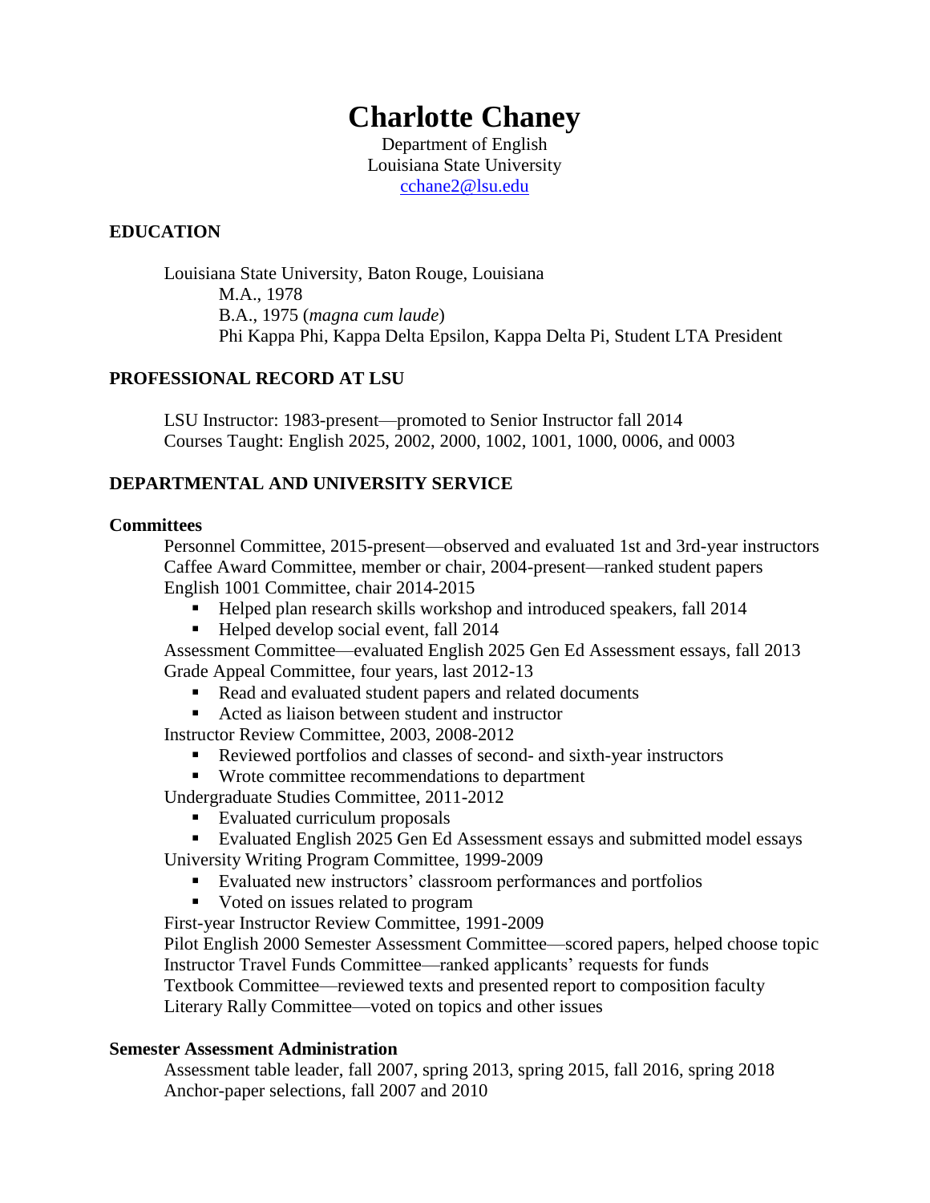# Charlotte Chaney

Department of English
Louisiana State University
cchane2@lsu.edu

## EDUCATION

Louisiana State University, Baton Rouge, Louisiana
M.A., 1978
B.A., 1975 (*magna cum laude*)
Phi Kappa Phi, Kappa Delta Epsilon, Kappa Delta Pi, Student LTA President

## PROFESSIONAL RECORD AT LSU

LSU Instructor: 1983-present—promoted to Senior Instructor fall 2014
Courses Taught: English 2025, 2002, 2000, 1002, 1001, 1000, 0006, and 0003

## DEPARTMENTAL AND UNIVERSITY SERVICE

### Committees

Personnel Committee, 2015-present—observed and evaluated 1st and 3rd-year instructors
Caffee Award Committee, member or chair, 2004-present—ranked student papers
English 1001 Committee, chair 2014-2015

- Helped plan research skills workshop and introduced speakers, fall 2014
- Helped develop social event, fall 2014

Assessment Committee—evaluated English 2025 Gen Ed Assessment essays, fall 2013
Grade Appeal Committee, four years, last 2012-13

- Read and evaluated student papers and related documents
- Acted as liaison between student and instructor

Instructor Review Committee, 2003, 2008-2012

- Reviewed portfolios and classes of second- and sixth-year instructors
- Wrote committee recommendations to department

Undergraduate Studies Committee, 2011-2012

- Evaluated curriculum proposals
- Evaluated English 2025 Gen Ed Assessment essays and submitted model essays

University Writing Program Committee, 1999-2009

- Evaluated new instructors' classroom performances and portfolios
- Voted on issues related to program

First-year Instructor Review Committee, 1991-2009
Pilot English 2000 Semester Assessment Committee—scored papers, helped choose topic
Instructor Travel Funds Committee—ranked applicants' requests for funds
Textbook Committee—reviewed texts and presented report to composition faculty
Literary Rally Committee—voted on topics and other issues

### Semester Assessment Administration

Assessment table leader, fall 2007, spring 2013, spring 2015, fall 2016, spring 2018
Anchor-paper selections, fall 2007 and 2010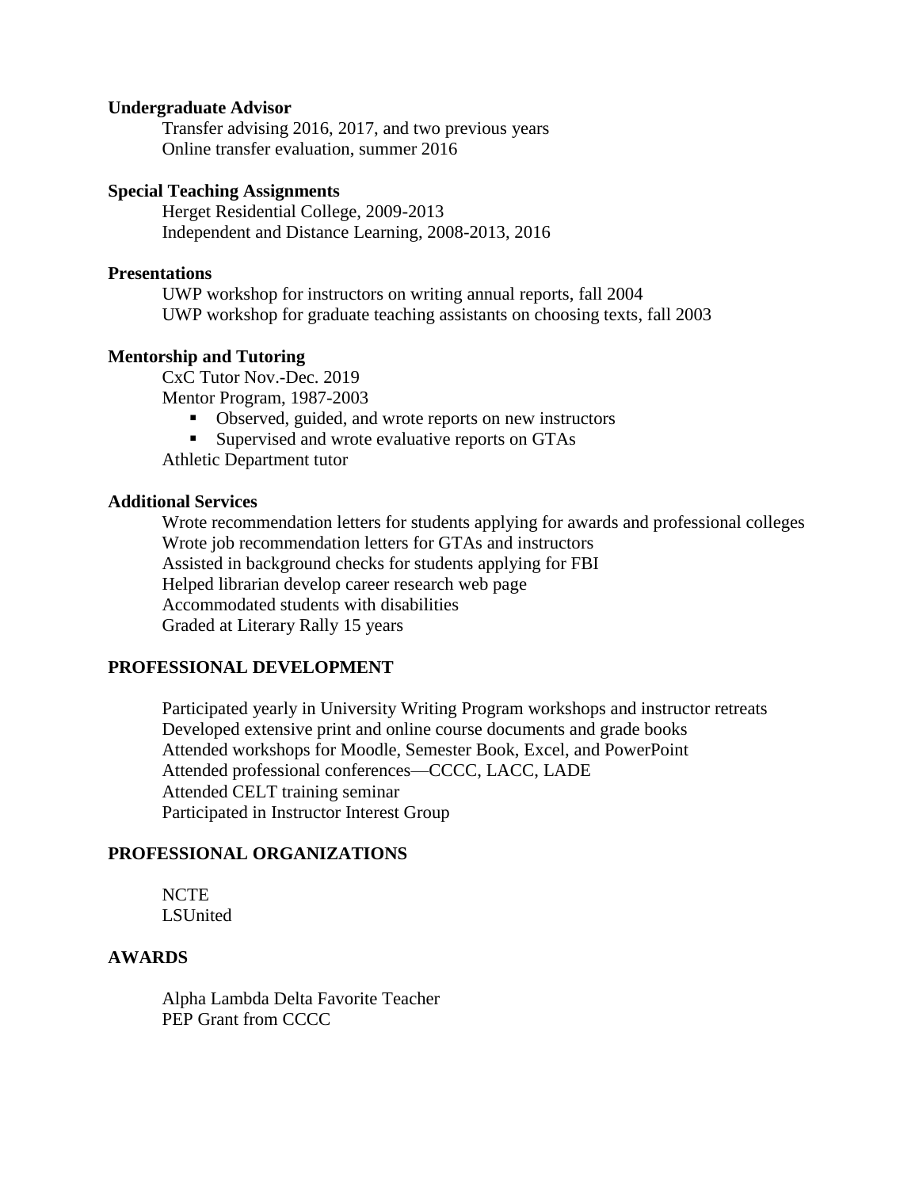**Undergraduate Advisor**

Transfer advising 2016, 2017, and two previous years
Online transfer evaluation, summer 2016

**Special Teaching Assignments**

Herget Residential College, 2009-2013
Independent and Distance Learning, 2008-2013, 2016

**Presentations**

UWP workshop for instructors on writing annual reports, fall 2004
UWP workshop for graduate teaching assistants on choosing texts, fall 2003

**Mentorship and Tutoring**

CxC Tutor Nov.-Dec. 2019
Mentor Program, 1987-2003

- Observed, guided, and wrote reports on new instructors
- Supervised and wrote evaluative reports on GTAs

Athletic Department tutor

**Additional Services**

Wrote recommendation letters for students applying for awards and professional colleges
Wrote job recommendation letters for GTAs and instructors
Assisted in background checks for students applying for FBI
Helped librarian develop career research web page
Accommodated students with disabilities
Graded at Literary Rally 15 years

## PROFESSIONAL DEVELOPMENT

Participated yearly in University Writing Program workshops and instructor retreats
Developed extensive print and online course documents and grade books
Attended workshops for Moodle, Semester Book, Excel, and PowerPoint
Attended professional conferences—CCCC, LACC, LADE
Attended CELT training seminar
Participated in Instructor Interest Group

## PROFESSIONAL ORGANIZATIONS

NCTE
LSUnited

## AWARDS

Alpha Lambda Delta Favorite Teacher
PEP Grant from CCCC